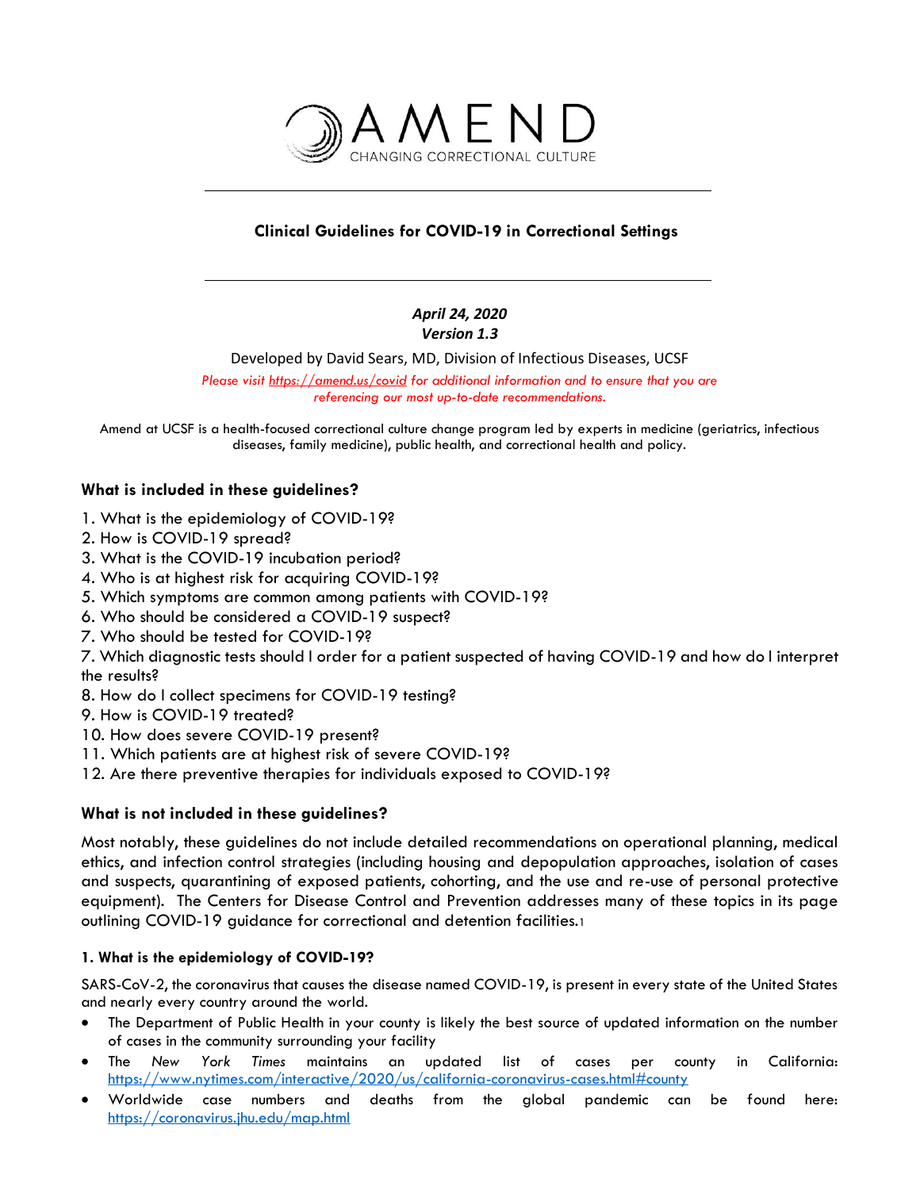AMEND

CHANGING CORRECTIONAL CULTURE

---

# Clinical Guidelines for COVID-19 in Correctional Settings

---

***April 24, 2020***
***Version 1.3***

Developed by David Sears, MD, Division of Infectious Diseases, UCSF

*Please visit https://amend.us/covid for additional information and to ensure that you are referencing our most up-to-date recommendations.*

Amend at UCSF is a health-focused correctional culture change program led by experts in medicine (geriatrics, infectious diseases, family medicine), public health, and correctional health and policy.

## What is included in these guidelines?

1. What is the epidemiology of COVID-19?
2. How is COVID-19 spread?
3. What is the COVID-19 incubation period?
4. Who is at highest risk for acquiring COVID-19?
5. Which symptoms are common among patients with COVID-19?
6. Who should be considered a COVID-19 suspect?
7. Who should be tested for COVID-19?
7. Which diagnostic tests should I order for a patient suspected of having COVID-19 and how do I interpret the results?
8. How do I collect specimens for COVID-19 testing?
9. How is COVID-19 treated?
10. How does severe COVID-19 present?
11. Which patients are at highest risk of severe COVID-19?
12. Are there preventive therapies for individuals exposed to COVID-19?

## What is not included in these guidelines?

Most notably, these guidelines do not include detailed recommendations on operational planning, medical ethics, and infection control strategies (including housing and depopulation approaches, isolation of cases and suspects, quarantining of exposed patients, cohorting, and the use and re-use of personal protective equipment). The Centers for Disease Control and Prevention addresses many of these topics in its page outlining COVID-19 guidance for correctional and detention facilities.[1]

### 1. What is the epidemiology of COVID-19?

SARS-CoV-2, the coronavirus that causes the disease named COVID-19, is present in every state of the United States and nearly every country around the world.

- The Department of Public Health in your county is likely the best source of updated information on the number of cases in the community surrounding your facility
- The *New York Times* maintains an updated list of cases per county in California: https://www.nytimes.com/interactive/2020/us/california-coronavirus-cases.html#county
- Worldwide case numbers and deaths from the global pandemic can be found here: https://coronavirus.jhu.edu/map.html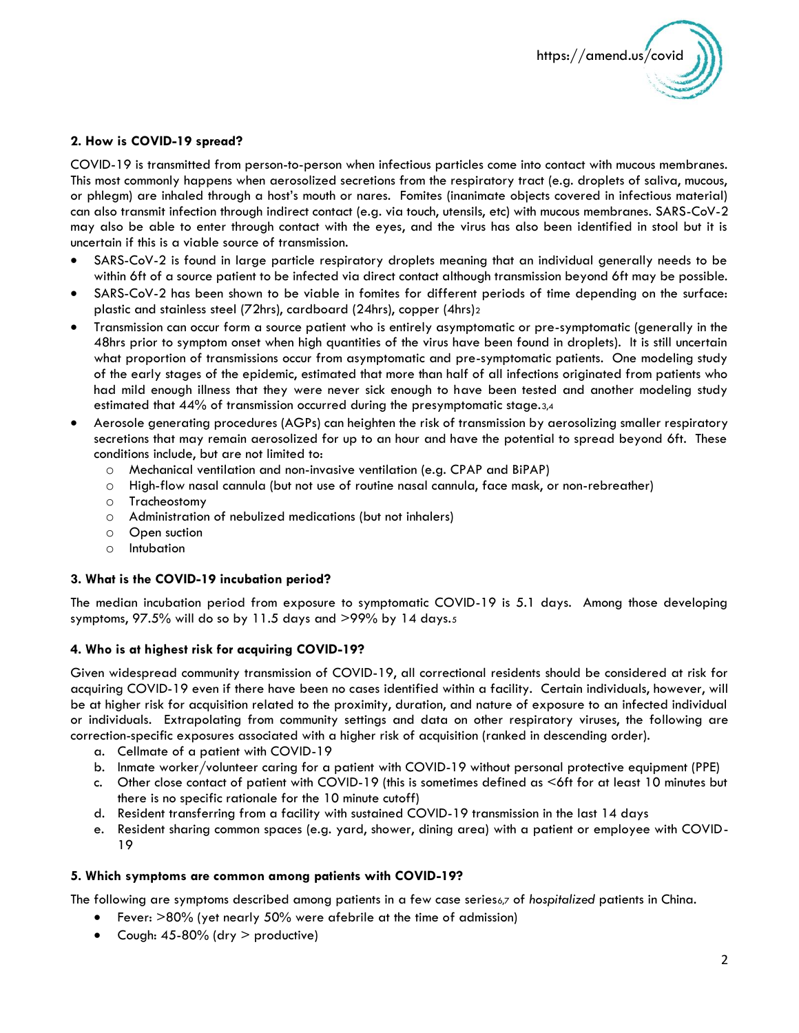### 2. How is COVID-19 spread?

COVID-19 is transmitted from person-to-person when infectious particles come into contact with mucous membranes. This most commonly happens when aerosolized secretions from the respiratory tract (e.g. droplets of saliva, mucous, or phlegm) are inhaled through a host's mouth or nares. Fomites (inanimate objects covered in infectious material) can also transmit infection through indirect contact (e.g. via touch, utensils, etc) with mucous membranes. SARS-CoV-2 may also be able to enter through contact with the eyes, and the virus has also been identified in stool but it is uncertain if this is a viable source of transmission.

- SARS-CoV-2 is found in large particle respiratory droplets meaning that an individual generally needs to be within 6ft of a source patient to be infected via direct contact although transmission beyond 6ft may be possible.
- SARS-CoV-2 has been shown to be viable in fomites for different periods of time depending on the surface: plastic and stainless steel (72hrs), cardboard (24hrs), copper (4hrs)[2]
- Transmission can occur form a source patient who is entirely asymptomatic or pre-symptomatic (generally in the 48hrs prior to symptom onset when high quantities of the virus have been found in droplets). It is still uncertain what proportion of transmissions occur from asymptomatic and pre-symptomatic patients. One modeling study of the early stages of the epidemic, estimated that more than half of all infections originated from patients who had mild enough illness that they were never sick enough to have been tested and another modeling study estimated that 44% of transmission occurred during the presymptomatic stage.[3,4]
- Aerosole generating procedures (AGPs) can heighten the risk of transmission by aerosolizing smaller respiratory secretions that may remain aerosolized for up to an hour and have the potential to spread beyond 6ft. These conditions include, but are not limited to:
  - Mechanical ventilation and non-invasive ventilation (e.g. CPAP and BiPAP)
  - High-flow nasal cannula (but not use of routine nasal cannula, face mask, or non-rebreather)
  - Tracheostomy
  - Administration of nebulized medications (but not inhalers)
  - Open suction
  - Intubation

### 3. What is the COVID-19 incubation period?

The median incubation period from exposure to symptomatic COVID-19 is 5.1 days. Among those developing symptoms, 97.5% will do so by 11.5 days and >99% by 14 days.[5]

### 4. Who is at highest risk for acquiring COVID-19?

Given widespread community transmission of COVID-19, all correctional residents should be considered at risk for acquiring COVID-19 even if there have been no cases identified within a facility. Certain individuals, however, will be at higher risk for acquisition related to the proximity, duration, and nature of exposure to an infected individual or individuals. Extrapolating from community settings and data on other respiratory viruses, the following are correction-specific exposures associated with a higher risk of acquisition (ranked in descending order).

a. Cellmate of a patient with COVID-19
b. Inmate worker/volunteer caring for a patient with COVID-19 without personal protective equipment (PPE)
c. Other close contact of patient with COVID-19 (this is sometimes defined as <6ft for at least 10 minutes but there is no specific rationale for the 10 minute cutoff)
d. Resident transferring from a facility with sustained COVID-19 transmission in the last 14 days
e. Resident sharing common spaces (e.g. yard, shower, dining area) with a patient or employee with COVID-19

### 5. Which symptoms are common among patients with COVID-19?

The following are symptoms described among patients in a few case series[6,7] of *hospitalized* patients in China.

- Fever: >80% (yet nearly 50% were afebrile at the time of admission)
- Cough: 45-80% (dry > productive)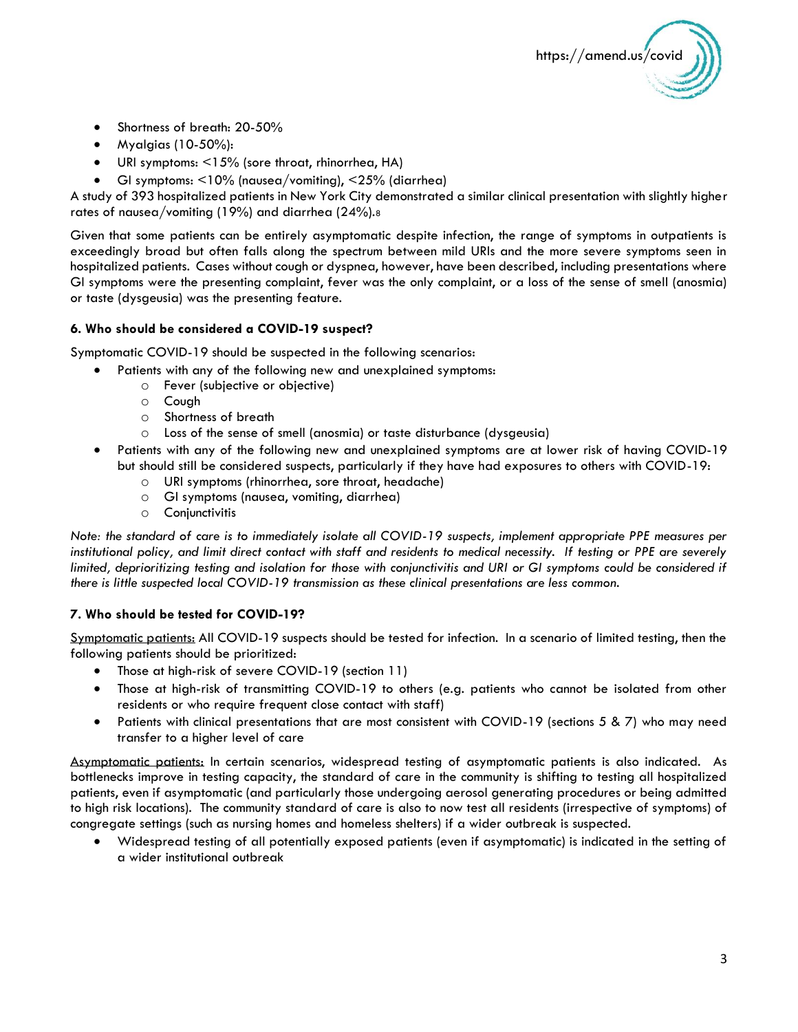- Shortness of breath: 20-50%
- Myalgias (10-50%):
- URI symptoms: <15% (sore throat, rhinorrhea, HA)
- GI symptoms: <10% (nausea/vomiting), <25% (diarrhea)

A study of 393 hospitalized patients in New York City demonstrated a similar clinical presentation with slightly higher rates of nausea/vomiting (19%) and diarrhea (24%).[8]

Given that some patients can be entirely asymptomatic despite infection, the range of symptoms in outpatients is exceedingly broad but often falls along the spectrum between mild URIs and the more severe symptoms seen in hospitalized patients. Cases without cough or dyspnea, however, have been described, including presentations where GI symptoms were the presenting complaint, fever was the only complaint, or a loss of the sense of smell (anosmia) or taste (dysgeusia) was the presenting feature.

**6. Who should be considered a COVID-19 suspect?**

Symptomatic COVID-19 should be suspected in the following scenarios:

- Patients with any of the following new and unexplained symptoms:
  - Fever (subjective or objective)
  - Cough
  - Shortness of breath
  - Loss of the sense of smell (anosmia) or taste disturbance (dysgeusia)
- Patients with any of the following new and unexplained symptoms are at lower risk of having COVID-19 but should still be considered suspects, particularly if they have had exposures to others with COVID-19:
  - URI symptoms (rhinorrhea, sore throat, headache)
  - GI symptoms (nausea, vomiting, diarrhea)
  - Conjunctivitis

*Note: the standard of care is to immediately isolate all COVID-19 suspects, implement appropriate PPE measures per institutional policy, and limit direct contact with staff and residents to medical necessity. If testing or PPE are severely limited, deprioritizing testing and isolation for those with conjunctivitis and URI or GI symptoms could be considered if there is little suspected local COVID-19 transmission as these clinical presentations are less common.*

**7. Who should be tested for COVID-19?**

Symptomatic patients: All COVID-19 suspects should be tested for infection. In a scenario of limited testing, then the following patients should be prioritized:

- Those at high-risk of severe COVID-19 (section 11)
- Those at high-risk of transmitting COVID-19 to others (e.g. patients who cannot be isolated from other residents or who require frequent close contact with staff)
- Patients with clinical presentations that are most consistent with COVID-19 (sections 5 & 7) who may need transfer to a higher level of care

Asymptomatic patients: In certain scenarios, widespread testing of asymptomatic patients is also indicated. As bottlenecks improve in testing capacity, the standard of care in the community is shifting to testing all hospitalized patients, even if asymptomatic (and particularly those undergoing aerosol generating procedures or being admitted to high risk locations). The community standard of care is also to now test all residents (irrespective of symptoms) of congregate settings (such as nursing homes and homeless shelters) if a wider outbreak is suspected.

- Widespread testing of all potentially exposed patients (even if asymptomatic) is indicated in the setting of a wider institutional outbreak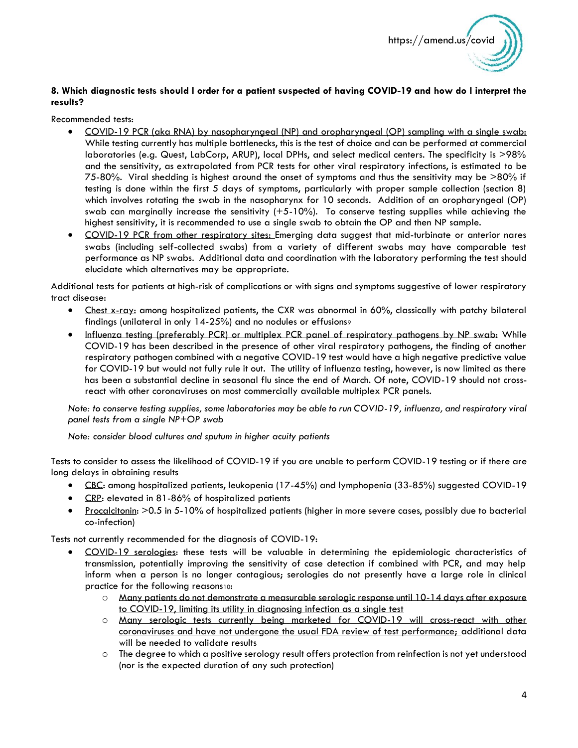**8. Which diagnostic tests should I order for a patient suspected of having COVID-19 and how do I interpret the results?**

Recommended tests:

- COVID-19 PCR (aka RNA) by nasopharyngeal (NP) and oropharyngeal (OP) sampling with a single swab: While testing currently has multiple bottlenecks, this is the test of choice and can be performed at commercial laboratories (e.g. Quest, LabCorp, ARUP), local DPHs, and select medical centers. The specificity is >98% and the sensitivity, as extrapolated from PCR tests for other viral respiratory infections, is estimated to be 75-80%. Viral shedding is highest around the onset of symptoms and thus the sensitivity may be >80% if testing is done within the first 5 days of symptoms, particularly with proper sample collection (section 8) which involves rotating the swab in the nasopharynx for 10 seconds. Addition of an oropharyngeal (OP) swab can marginally increase the sensitivity (+5-10%). To conserve testing supplies while achieving the highest sensitivity, it is recommended to use a single swab to obtain the OP and then NP sample.
- COVID-19 PCR from other respiratory sites: Emerging data suggest that mid-turbinate or anterior nares swabs (including self-collected swabs) from a variety of different swabs may have comparable test performance as NP swabs. Additional data and coordination with the laboratory performing the test should elucidate which alternatives may be appropriate.

Additional tests for patients at high-risk of complications or with signs and symptoms suggestive of lower respiratory tract disease:

- Chest x-ray: among hospitalized patients, the CXR was abnormal in 60%, classically with patchy bilateral findings (unilateral in only 14-25%) and no nodules or effusions[9]
- Influenza testing (preferably PCR) or multiplex PCR panel of respiratory pathogens by NP swab: While COVID-19 has been described in the presence of other viral respiratory pathogens, the finding of another respiratory pathogen combined with a negative COVID-19 test would have a high negative predictive value for COVID-19 but would not fully rule it out. The utility of influenza testing, however, is now limited as there has been a substantial decline in seasonal flu since the end of March. Of note, COVID-19 should not cross-react with other coronaviruses on most commercially available multiplex PCR panels.

*Note: to conserve testing supplies, some laboratories may be able to run COVID-19, influenza, and respiratory viral panel tests from a single NP+OP swab*

*Note: consider blood cultures and sputum in higher acuity patients*

Tests to consider to assess the likelihood of COVID-19 if you are unable to perform COVID-19 testing or if there are long delays in obtaining results

- CBC: among hospitalized patients, leukopenia (17-45%) and lymphopenia (33-85%) suggested COVID-19
- CRP: elevated in 81-86% of hospitalized patients
- Procalcitonin: >0.5 in 5-10% of hospitalized patients (higher in more severe cases, possibly due to bacterial co-infection)

Tests not currently recommended for the diagnosis of COVID-19:

- COVID-19 serologies: these tests will be valuable in determining the epidemiologic characteristics of transmission, potentially improving the sensitivity of case detection if combined with PCR, and may help inform when a person is no longer contagious; serologies do not presently have a large role in clinical practice for the following reasons[10]:
  - Many patients do not demonstrate a measurable serologic response until 10-14 days after exposure to COVID-19, limiting its utility in diagnosing infection as a single test
  - Many serologic tests currently being marketed for COVID-19 will cross-react with other coronaviruses and have not undergone the usual FDA review of test performance; additional data will be needed to validate results
  - The degree to which a positive serology result offers protection from reinfection is not yet understood (nor is the expected duration of any such protection)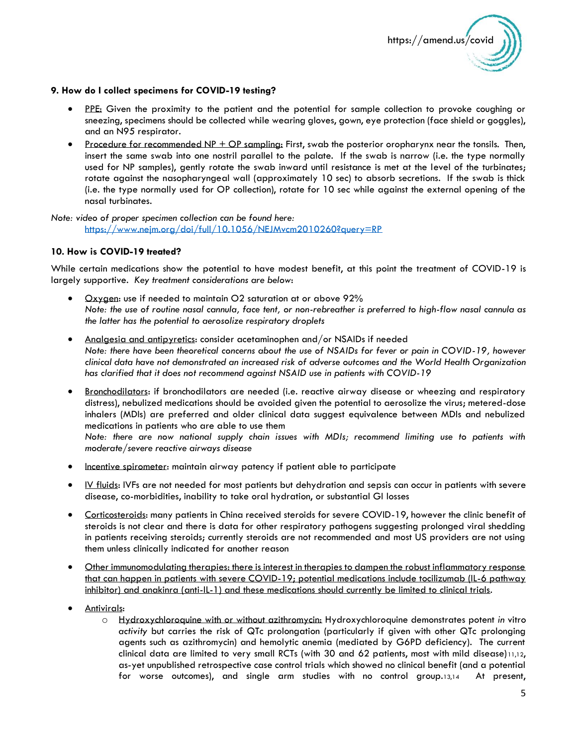### 9. How do I collect specimens for COVID-19 testing?

- PPE: Given the proximity to the patient and the potential for sample collection to provoke coughing or sneezing, specimens should be collected while wearing gloves, gown, eye protection (face shield or goggles), and an N95 respirator.
- Procedure for recommended NP + OP sampling: First, swab the posterior oropharynx near the tonsils. Then, insert the same swab into one nostril parallel to the palate. If the swab is narrow (i.e. the type normally used for NP samples), gently rotate the swab inward until resistance is met at the level of the turbinates; rotate against the nasopharyngeal wall (approximately 10 sec) to absorb secretions. If the swab is thick (i.e. the type normally used for OP collection), rotate for 10 sec while against the external opening of the nasal turbinates.

*Note: video of proper specimen collection can be found here:*
https://www.nejm.org/doi/full/10.1056/NEJMvcm2010260?query=RP

### 10. How is COVID-19 treated?

While certain medications show the potential to have modest benefit, at this point the treatment of COVID-19 is largely supportive. *Key treatment considerations are below*:

- Oxygen: use if needed to maintain O2 saturation at or above 92%
  *Note: the use of routine nasal cannula, face tent, or non-rebreather is preferred to high-flow nasal cannula as the latter has the potential to aerosolize respiratory droplets*

- Analgesia and antipyretics: consider acetaminophen and/or NSAIDs if needed
  *Note: there have been theoretical concerns about the use of NSAIDs for fever or pain in COVID-19, however clinical data have not demonstrated an increased risk of adverse outcomes and the World Health Organization has clarified that it does not recommend against NSAID use in patients with COVID-19*

- Bronchodilators: if bronchodilators are needed (i.e. reactive airway disease or wheezing and respiratory distress), nebulized medications should be avoided given the potential to aerosolize the virus; metered-dose inhalers (MDIs) are preferred and older clinical data suggest equivalence between MDIs and nebulized medications in patients who are able to use them
  *Note: there are now national supply chain issues with MDIs; recommend limiting use to patients with moderate/severe reactive airways disease*

- Incentive spirometer: maintain airway patency if patient able to participate

- IV fluids: IVFs are not needed for most patients but dehydration and sepsis can occur in patients with severe disease, co-morbidities, inability to take oral hydration, or substantial GI losses

- Corticosteroids: many patients in China received steroids for severe COVID-19, however the clinic benefit of steroids is not clear and there is data for other respiratory pathogens suggesting prolonged viral shedding in patients receiving steroids; currently steroids are not recommended and most US providers are not using them unless clinically indicated for another reason

- Other immunomodulating therapies: there is interest in therapies to dampen the robust inflammatory response that can happen in patients with severe COVID-19; potential medications include tocilizumab (IL-6 pathway inhibitor) and anakinra (anti-IL-1) and these medications should currently be limited to clinical trials.

- Antivirals:
  - Hydroxychloroquine with or without azithromycin: Hydroxychloroquine demonstrates potent *in vitro activity* but carries the risk of QTc prolongation (particularly if given with other QTc prolonging agents such as azithromycin) and hemolytic anemia (mediated by G6PD deficiency). The current clinical data are limited to very small RCTs (with 30 and 62 patients, most with mild disease)[11,12], as-yet unpublished retrospective case control trials which showed no clinical benefit (and a potential for worse outcomes), and single arm studies with no control group.[13,14] At present,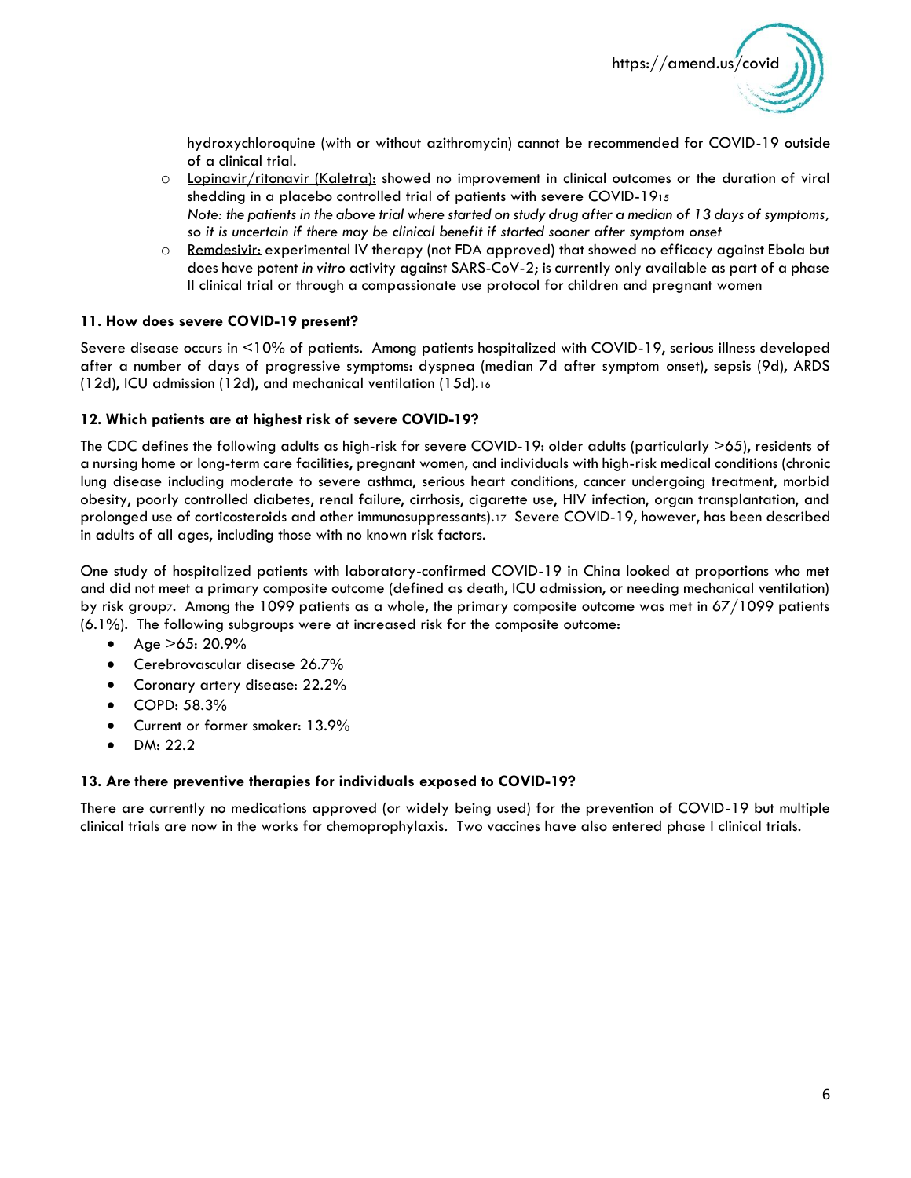hydroxychloroquine (with or without azithromycin) cannot be recommended for COVID-19 outside of a clinical trial.

- Lopinavir/ritonavir (Kaletra): showed no improvement in clinical outcomes or the duration of viral shedding in a placebo controlled trial of patients with severe COVID-19[15]
  *Note: the patients in the above trial where started on study drug after a median of 13 days of symptoms, so it is uncertain if there may be clinical benefit if started sooner after symptom onset*
- Remdesivir: experimental IV therapy (not FDA approved) that showed no efficacy against Ebola but does have potent *in vitro* activity against SARS-CoV-2; is currently only available as part of a phase II clinical trial or through a compassionate use protocol for children and pregnant women

**11. How does severe COVID-19 present?**

Severe disease occurs in <10% of patients. Among patients hospitalized with COVID-19, serious illness developed after a number of days of progressive symptoms: dyspnea (median 7d after symptom onset), sepsis (9d), ARDS (12d), ICU admission (12d), and mechanical ventilation (15d).[16]

**12. Which patients are at highest risk of severe COVID-19?**

The CDC defines the following adults as high-risk for severe COVID-19: older adults (particularly >65), residents of a nursing home or long-term care facilities, pregnant women, and individuals with high-risk medical conditions (chronic lung disease including moderate to severe asthma, serious heart conditions, cancer undergoing treatment, morbid obesity, poorly controlled diabetes, renal failure, cirrhosis, cigarette use, HIV infection, organ transplantation, and prolonged use of corticosteroids and other immunosuppressants).[17] Severe COVID-19, however, has been described in adults of all ages, including those with no known risk factors.

One study of hospitalized patients with laboratory-confirmed COVID-19 in China looked at proportions who met and did not meet a primary composite outcome (defined as death, ICU admission, or needing mechanical ventilation) by risk group[7]. Among the 1099 patients as a whole, the primary composite outcome was met in 67/1099 patients (6.1%). The following subgroups were at increased risk for the composite outcome:

- Age >65: 20.9%
- Cerebrovascular disease 26.7%
- Coronary artery disease: 22.2%
- COPD: 58.3%
- Current or former smoker: 13.9%
- DM: 22.2

**13. Are there preventive therapies for individuals exposed to COVID-19?**

There are currently no medications approved (or widely being used) for the prevention of COVID-19 but multiple clinical trials are now in the works for chemoprophylaxis. Two vaccines have also entered phase I clinical trials.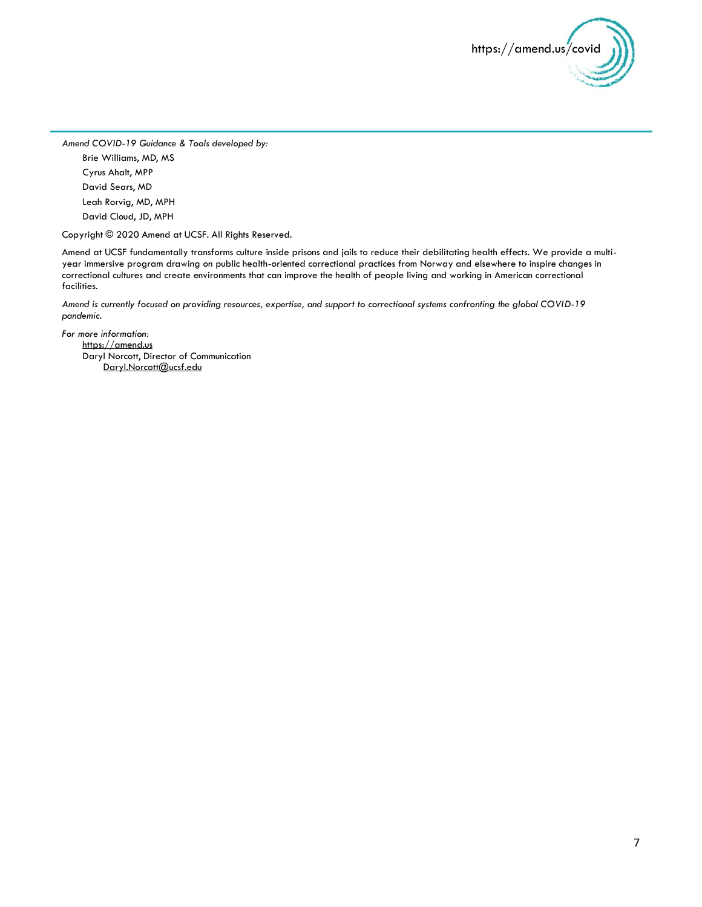*Amend COVID-19 Guidance & Tools developed by:*

Brie Williams, MD, MS

Cyrus Ahalt, MPP

David Sears, MD

Leah Rorvig, MD, MPH

David Cloud, JD, MPH

Copyright © 2020 Amend at UCSF. All Rights Reserved.

Amend at UCSF fundamentally transforms culture inside prisons and jails to reduce their debilitating health effects. We provide a multi-year immersive program drawing on public health-oriented correctional practices from Norway and elsewhere to inspire changes in correctional cultures and create environments that can improve the health of people living and working in American correctional facilities.

*Amend is currently focused on providing resources, expertise, and support to correctional systems confronting the global COVID-19 pandemic.*

*For more information:*

https://amend.us

Daryl Norcott, Director of Communication

Daryl.Norcott@ucsf.edu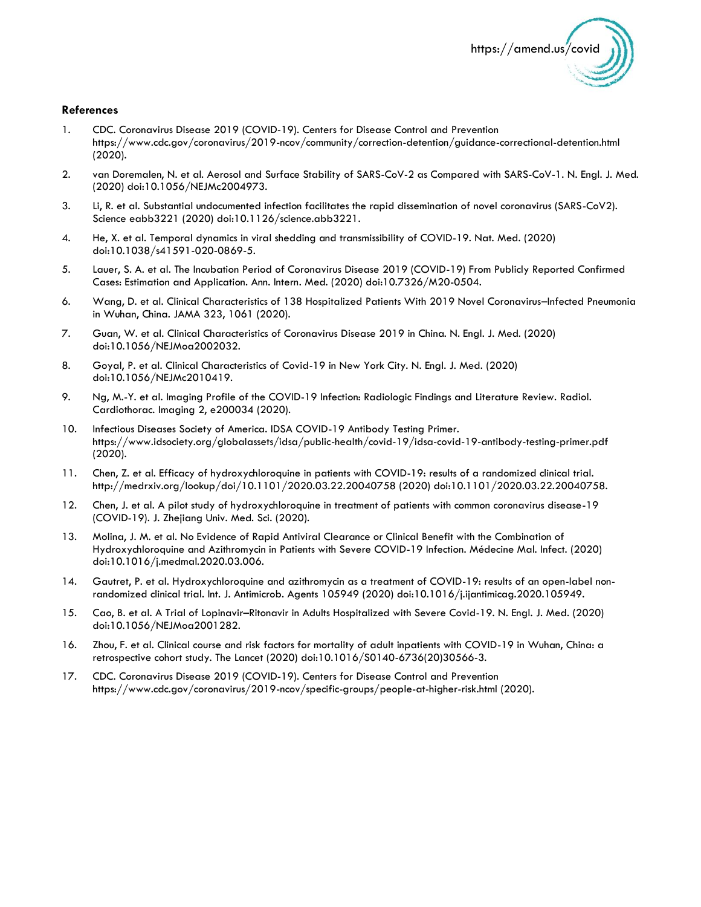### References

1. CDC. Coronavirus Disease 2019 (COVID-19). Centers for Disease Control and Prevention https://www.cdc.gov/coronavirus/2019-ncov/community/correction-detention/guidance-correctional-detention.html (2020).

2. van Doremalen, N. et al. Aerosol and Surface Stability of SARS-CoV-2 as Compared with SARS-CoV-1. N. Engl. J. Med. (2020) doi:10.1056/NEJMc2004973.

3. Li, R. et al. Substantial undocumented infection facilitates the rapid dissemination of novel coronavirus (SARS-CoV2). Science eabb3221 (2020) doi:10.1126/science.abb3221.

4. He, X. et al. Temporal dynamics in viral shedding and transmissibility of COVID-19. Nat. Med. (2020) doi:10.1038/s41591-020-0869-5.

5. Lauer, S. A. et al. The Incubation Period of Coronavirus Disease 2019 (COVID-19) From Publicly Reported Confirmed Cases: Estimation and Application. Ann. Intern. Med. (2020) doi:10.7326/M20-0504.

6. Wang, D. et al. Clinical Characteristics of 138 Hospitalized Patients With 2019 Novel Coronavirus–Infected Pneumonia in Wuhan, China. JAMA 323, 1061 (2020).

7. Guan, W. et al. Clinical Characteristics of Coronavirus Disease 2019 in China. N. Engl. J. Med. (2020) doi:10.1056/NEJMoa2002032.

8. Goyal, P. et al. Clinical Characteristics of Covid-19 in New York City. N. Engl. J. Med. (2020) doi:10.1056/NEJMc2010419.

9. Ng, M.-Y. et al. Imaging Profile of the COVID-19 Infection: Radiologic Findings and Literature Review. Radiol. Cardiothorac. Imaging 2, e200034 (2020).

10. Infectious Diseases Society of America. IDSA COVID-19 Antibody Testing Primer. https://www.idsociety.org/globalassets/idsa/public-health/covid-19/idsa-covid-19-antibody-testing-primer.pdf (2020).

11. Chen, Z. et al. Efficacy of hydroxychloroquine in patients with COVID-19: results of a randomized clinical trial. http://medrxiv.org/lookup/doi/10.1101/2020.03.22.20040758 (2020) doi:10.1101/2020.03.22.20040758.

12. Chen, J. et al. A pilot study of hydroxychloroquine in treatment of patients with common coronavirus disease-19 (COVID-19). J. Zhejiang Univ. Med. Sci. (2020).

13. Molina, J. M. et al. No Evidence of Rapid Antiviral Clearance or Clinical Benefit with the Combination of Hydroxychloroquine and Azithromycin in Patients with Severe COVID-19 Infection. Médecine Mal. Infect. (2020) doi:10.1016/j.medmal.2020.03.006.

14. Gautret, P. et al. Hydroxychloroquine and azithromycin as a treatment of COVID-19: results of an open-label non-randomized clinical trial. Int. J. Antimicrob. Agents 105949 (2020) doi:10.1016/j.ijantimicag.2020.105949.

15. Cao, B. et al. A Trial of Lopinavir–Ritonavir in Adults Hospitalized with Severe Covid-19. N. Engl. J. Med. (2020) doi:10.1056/NEJMoa2001282.

16. Zhou, F. et al. Clinical course and risk factors for mortality of adult inpatients with COVID-19 in Wuhan, China: a retrospective cohort study. The Lancet (2020) doi:10.1016/S0140-6736(20)30566-3.

17. CDC. Coronavirus Disease 2019 (COVID-19). Centers for Disease Control and Prevention https://www.cdc.gov/coronavirus/2019-ncov/specific-groups/people-at-higher-risk.html (2020).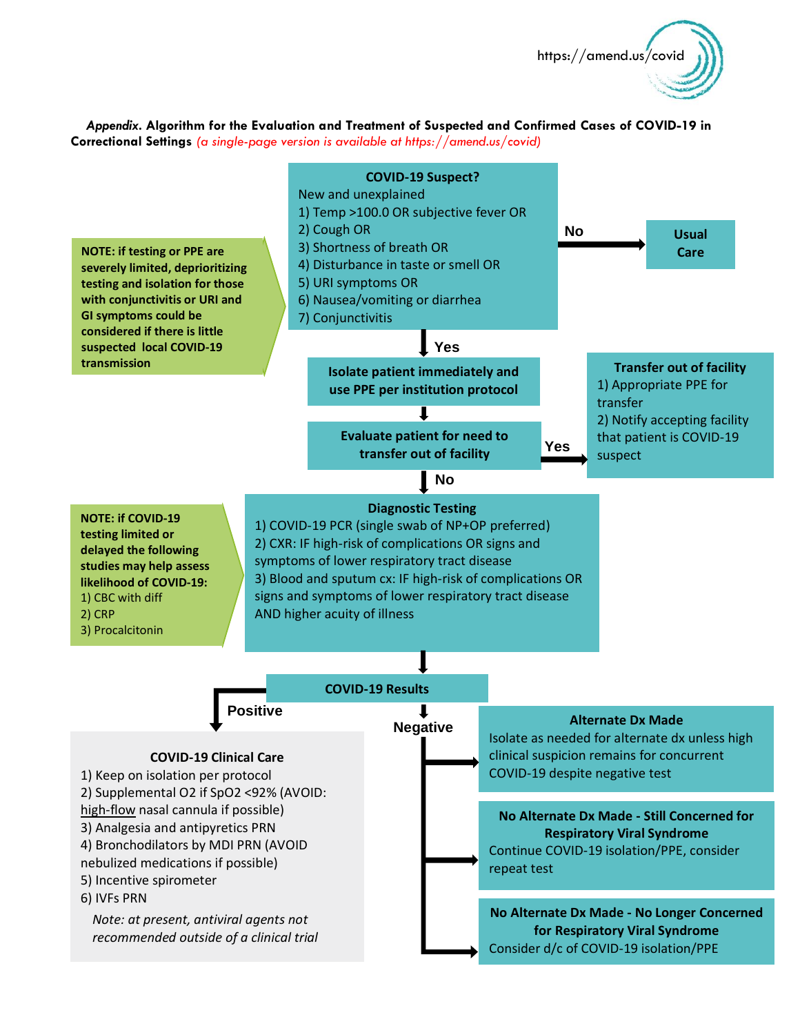https://amend.us/covid

***Appendix*. Algorithm for the Evaluation and Treatment of Suspected and Confirmed Cases of COVID-19 in Correctional Settings** *(a single-page version is available at https://amend.us/covid)*

**NOTE: if testing or PPE are severely limited, deprioritizing testing and isolation for those with conjunctivitis or URI and GI symptoms could be considered if there is little suspected local COVID-19 transmission**

**COVID-19 Suspect?**
New and unexplained
1) Temp >100.0 OR subjective fever OR
2) Cough OR
3) Shortness of breath OR
4) Disturbance in taste or smell OR
5) URI symptoms OR
6) Nausea/vomiting or diarrhea
7) Conjunctivitis

No → **Usual Care**

Yes ↓

**Isolate patient immediately and use PPE per institution protocol**

↓

**Evaluate patient for need to transfer out of facility**

Yes → **Transfer out of facility**
1) Appropriate PPE for transfer
2) Notify accepting facility that patient is COVID-19 suspect

No ↓

**NOTE: if COVID-19 testing limited or delayed the following studies may help assess likelihood of COVID-19:**
1) CBC with diff
2) CRP
3) Procalcitonin

**Diagnostic Testing**
1) COVID-19 PCR (single swab of NP+OP preferred)
2) CXR: IF high-risk of complications OR signs and symptoms of lower respiratory tract disease
3) Blood and sputum cx: IF high-risk of complications OR signs and symptoms of lower respiratory tract disease AND higher acuity of illness

↓

**COVID-19 Results**

**Positive** ↓

**COVID-19 Clinical Care**
1) Keep on isolation per protocol
2) Supplemental O2 if SpO2 <92% (AVOID: high-flow nasal cannula if possible)
3) Analgesia and antipyretics PRN
4) Bronchodilators by MDI PRN (AVOID nebulized medications if possible)
5) Incentive spirometer
6) IVFs PRN

*Note: at present, antiviral agents not recommended outside of a clinical trial*

**Negative** ↓

**Alternate Dx Made**
Isolate as needed for alternate dx unless high clinical suspicion remains for concurrent COVID-19 despite negative test

**No Alternate Dx Made - Still Concerned for Respiratory Viral Syndrome**
Continue COVID-19 isolation/PPE, consider repeat test

**No Alternate Dx Made - No Longer Concerned for Respiratory Viral Syndrome**
Consider d/c of COVID-19 isolation/PPE